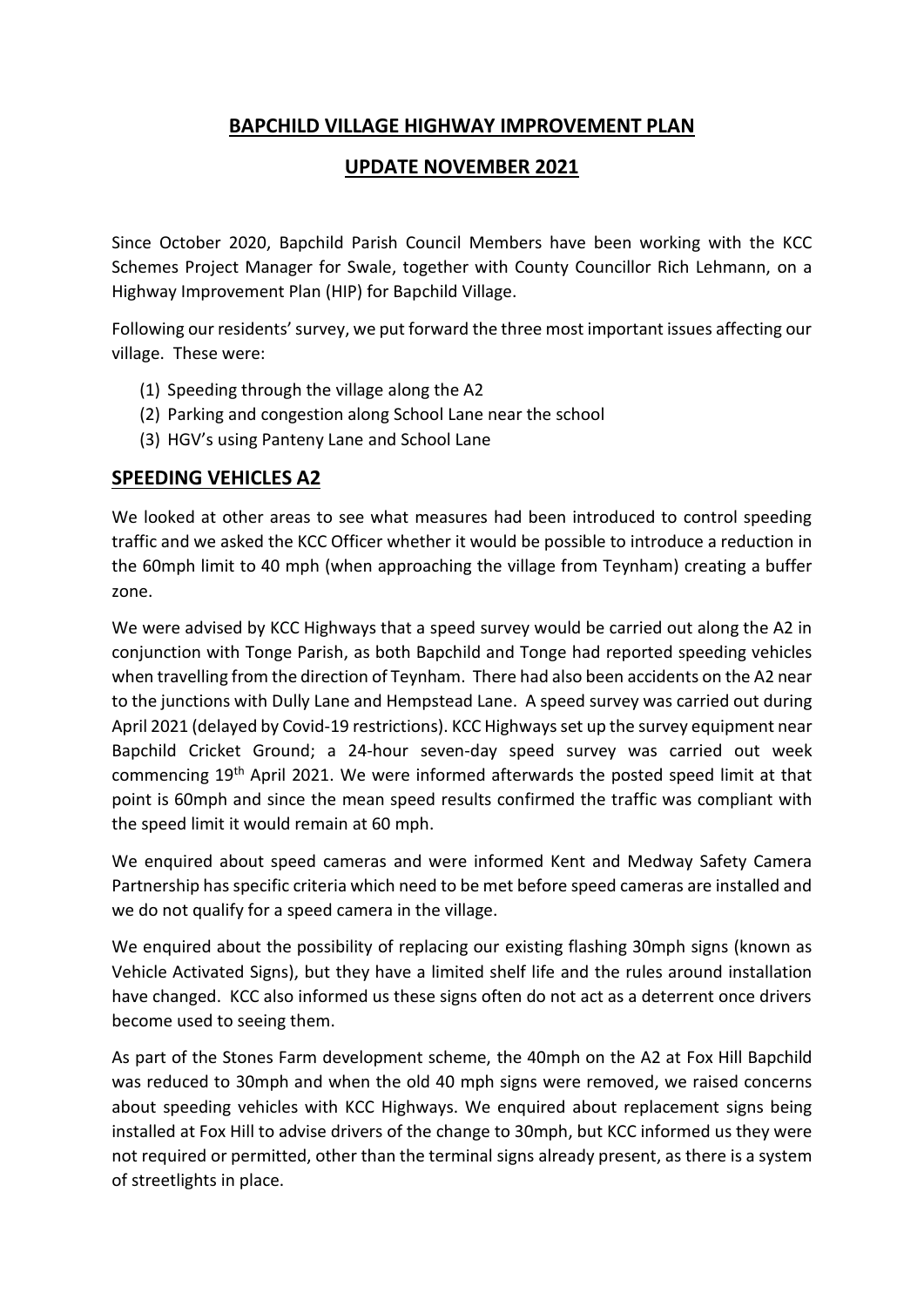## BAPCHILD VILLAGE HIGHWAY IMPROVEMENT PLAN

## UPDATE NOVEMBER 2021

Since October 2020, Bapchild Parish Council Members have been working with the KCC Schemes Project Manager for Swale, together with County Councillor Rich Lehmann, on a Highway Improvement Plan (HIP) for Bapchild Village.

Following our residents' survey, we put forward the three most important issues affecting our village. These were:

(1) Speeding through the village along the A2
(2) Parking and congestion along School Lane near the school
(3) HGV's using Panteny Lane and School Lane

## SPEEDING VEHICLES A2

We looked at other areas to see what measures had been introduced to control speeding traffic and we asked the KCC Officer whether it would be possible to introduce a reduction in the 60mph limit to 40 mph (when approaching the village from Teynham) creating a buffer zone.

We were advised by KCC Highways that a speed survey would be carried out along the A2 in conjunction with Tonge Parish, as both Bapchild and Tonge had reported speeding vehicles when travelling from the direction of Teynham. There had also been accidents on the A2 near to the junctions with Dully Lane and Hempstead Lane. A speed survey was carried out during April 2021 (delayed by Covid-19 restrictions). KCC Highways set up the survey equipment near Bapchild Cricket Ground; a 24-hour seven-day speed survey was carried out week commencing 19th April 2021. We were informed afterwards the posted speed limit at that point is 60mph and since the mean speed results confirmed the traffic was compliant with the speed limit it would remain at 60 mph.

We enquired about speed cameras and were informed Kent and Medway Safety Camera Partnership has specific criteria which need to be met before speed cameras are installed and we do not qualify for a speed camera in the village.

We enquired about the possibility of replacing our existing flashing 30mph signs (known as Vehicle Activated Signs), but they have a limited shelf life and the rules around installation have changed. KCC also informed us these signs often do not act as a deterrent once drivers become used to seeing them.

As part of the Stones Farm development scheme, the 40mph on the A2 at Fox Hill Bapchild was reduced to 30mph and when the old 40 mph signs were removed, we raised concerns about speeding vehicles with KCC Highways. We enquired about replacement signs being installed at Fox Hill to advise drivers of the change to 30mph, but KCC informed us they were not required or permitted, other than the terminal signs already present, as there is a system of streetlights in place.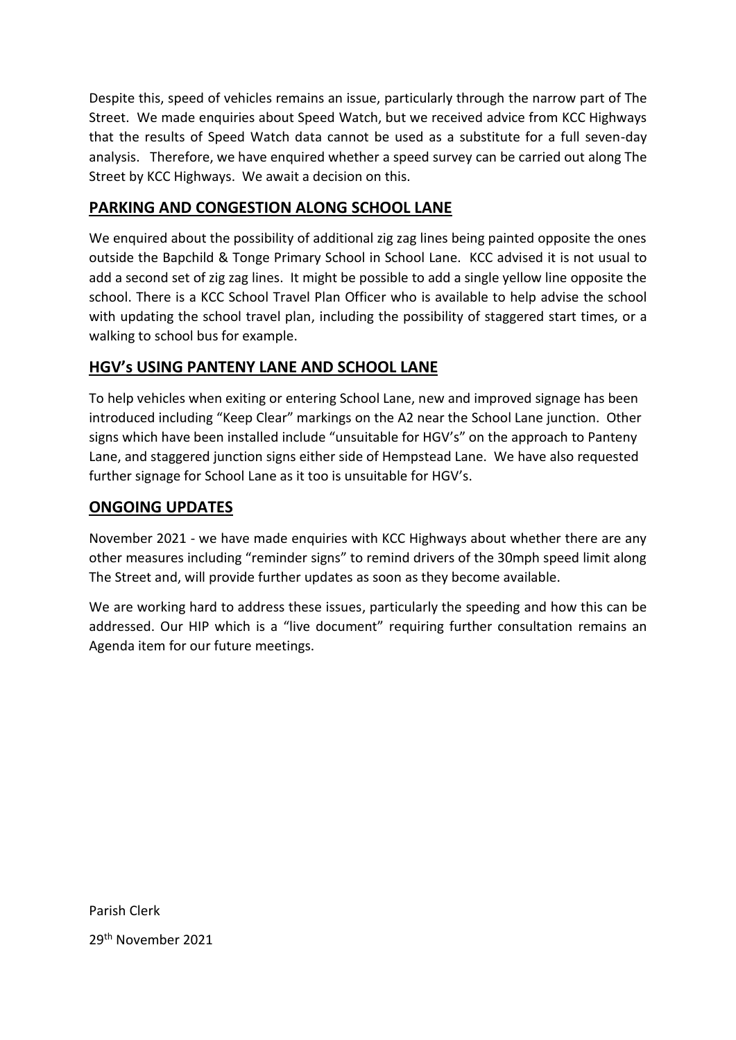Despite this, speed of vehicles remains an issue, particularly through the narrow part of The Street. We made enquiries about Speed Watch, but we received advice from KCC Highways that the results of Speed Watch data cannot be used as a substitute for a full seven-day analysis. Therefore, we have enquired whether a speed survey can be carried out along The Street by KCC Highways. We await a decision on this.

## PARKING AND CONGESTION ALONG SCHOOL LANE

We enquired about the possibility of additional zig zag lines being painted opposite the ones outside the Bapchild & Tonge Primary School in School Lane. KCC advised it is not usual to add a second set of zig zag lines. It might be possible to add a single yellow line opposite the school. There is a KCC School Travel Plan Officer who is available to help advise the school with updating the school travel plan, including the possibility of staggered start times, or a walking to school bus for example.

## HGV's USING PANTENY LANE AND SCHOOL LANE

To help vehicles when exiting or entering School Lane, new and improved signage has been introduced including "Keep Clear" markings on the A2 near the School Lane junction. Other signs which have been installed include "unsuitable for HGV's" on the approach to Panteny Lane, and staggered junction signs either side of Hempstead Lane. We have also requested further signage for School Lane as it too is unsuitable for HGV's.

## ONGOING UPDATES

November 2021 - we have made enquiries with KCC Highways about whether there are any other measures including "reminder signs" to remind drivers of the 30mph speed limit along The Street and, will provide further updates as soon as they become available.

We are working hard to address these issues, particularly the speeding and how this can be addressed. Our HIP which is a "live document" requiring further consultation remains an Agenda item for our future meetings.

Parish Clerk

29th November 2021